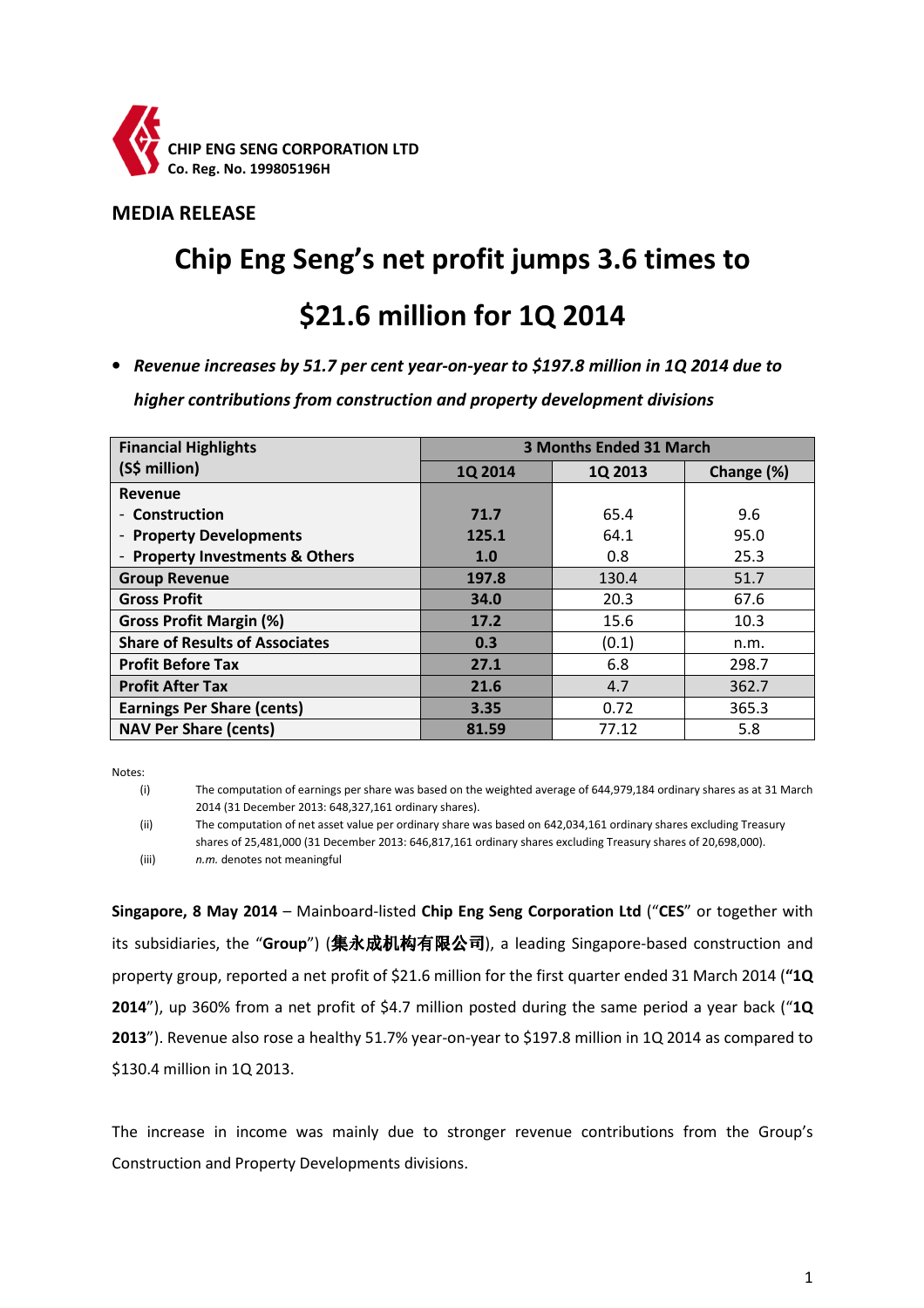**CHIP ENG SENG CORPORATION LTD**
**Co. Reg. No. 199805196H**

## MEDIA RELEASE

# Chip Eng Seng's net profit jumps 3.6 times to $21.6 million for 1Q 2014

- ***Revenue increases by 51.7 per cent year-on-year to $197.8 million in 1Q 2014 due to higher contributions from construction and property development divisions***

| Financial Highlights (S$ million) | 3 Months Ended 31 March | | |
|---|---|---|---|
| | 1Q 2014 | 1Q 2013 | Change (%) |
| **Revenue** | | | |
| - **Construction** | **71.7** | 65.4 | 9.6 |
| - **Property Developments** | **125.1** | 64.1 | 95.0 |
| - **Property Investments & Others** | **1.0** | 0.8 | 25.3 |
| **Group Revenue** | **197.8** | 130.4 | 51.7 |
| **Gross Profit** | **34.0** | 20.3 | 67.6 |
| **Gross Profit Margin (%)** | **17.2** | 15.6 | 10.3 |
| **Share of Results of Associates** | **0.3** | (0.1) | n.m. |
| **Profit Before Tax** | **27.1** | 6.8 | 298.7 |
| **Profit After Tax** | **21.6** | 4.7 | 362.7 |
| **Earnings Per Share (cents)** | **3.35** | 0.72 | 365.3 |
| **NAV Per Share (cents)** | **81.59** | 77.12 | 5.8 |

Notes:

(i) The computation of earnings per share was based on the weighted average of 644,979,184 ordinary shares as at 31 March 2014 (31 December 2013: 648,327,161 ordinary shares).

(ii) The computation of net asset value per ordinary share was based on 642,034,161 ordinary shares excluding Treasury shares of 25,481,000 (31 December 2013: 646,817,161 ordinary shares excluding Treasury shares of 20,698,000).

(iii) *n.m.* denotes not meaningful

**Singapore, 8 May 2014** – Mainboard-listed **Chip Eng Seng Corporation Ltd** ("**CES**" or together with its subsidiaries, the "**Group**") (**集永成机构有限公司**), a leading Singapore-based construction and property group, reported a net profit of $21.6 million for the first quarter ended 31 March 2014 (**"1Q 2014**"), up 360% from a net profit of $4.7 million posted during the same period a year back ("**1Q 2013**"). Revenue also rose a healthy 51.7% year-on-year to $197.8 million in 1Q 2014 as compared to $130.4 million in 1Q 2013.

The increase in income was mainly due to stronger revenue contributions from the Group's Construction and Property Developments divisions.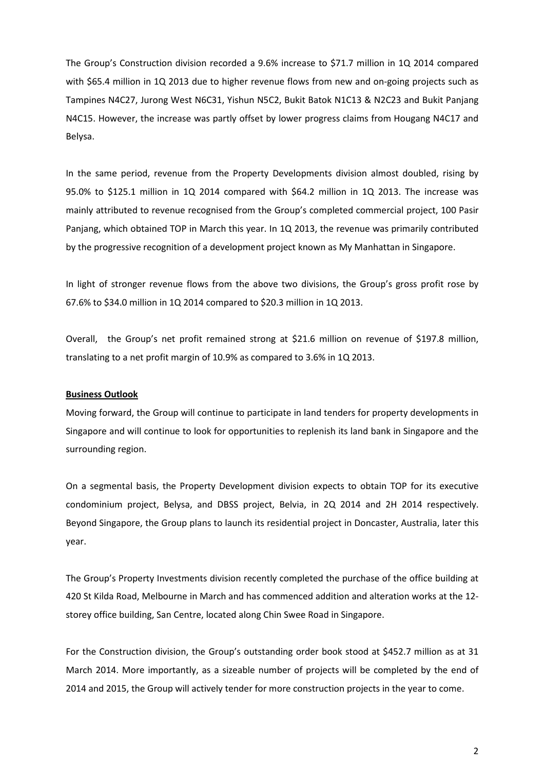The Group's Construction division recorded a 9.6% increase to $71.7 million in 1Q 2014 compared with $65.4 million in 1Q 2013 due to higher revenue flows from new and on-going projects such as Tampines N4C27, Jurong West N6C31, Yishun N5C2, Bukit Batok N1C13 & N2C23 and Bukit Panjang N4C15. However, the increase was partly offset by lower progress claims from Hougang N4C17 and Belysa.

In the same period, revenue from the Property Developments division almost doubled, rising by 95.0% to $125.1 million in 1Q 2014 compared with $64.2 million in 1Q 2013. The increase was mainly attributed to revenue recognised from the Group's completed commercial project, 100 Pasir Panjang, which obtained TOP in March this year. In 1Q 2013, the revenue was primarily contributed by the progressive recognition of a development project known as My Manhattan in Singapore.

In light of stronger revenue flows from the above two divisions, the Group's gross profit rose by 67.6% to $34.0 million in 1Q 2014 compared to $20.3 million in 1Q 2013.

Overall, the Group's net profit remained strong at $21.6 million on revenue of $197.8 million, translating to a net profit margin of 10.9% as compared to 3.6% in 1Q 2013.

**Business Outlook**

Moving forward, the Group will continue to participate in land tenders for property developments in Singapore and will continue to look for opportunities to replenish its land bank in Singapore and the surrounding region.

On a segmental basis, the Property Development division expects to obtain TOP for its executive condominium project, Belysa, and DBSS project, Belvia, in 2Q 2014 and 2H 2014 respectively. Beyond Singapore, the Group plans to launch its residential project in Doncaster, Australia, later this year.

The Group's Property Investments division recently completed the purchase of the office building at 420 St Kilda Road, Melbourne in March and has commenced addition and alteration works at the 12-storey office building, San Centre, located along Chin Swee Road in Singapore.

For the Construction division, the Group's outstanding order book stood at $452.7 million as at 31 March 2014. More importantly, as a sizeable number of projects will be completed by the end of 2014 and 2015, the Group will actively tender for more construction projects in the year to come.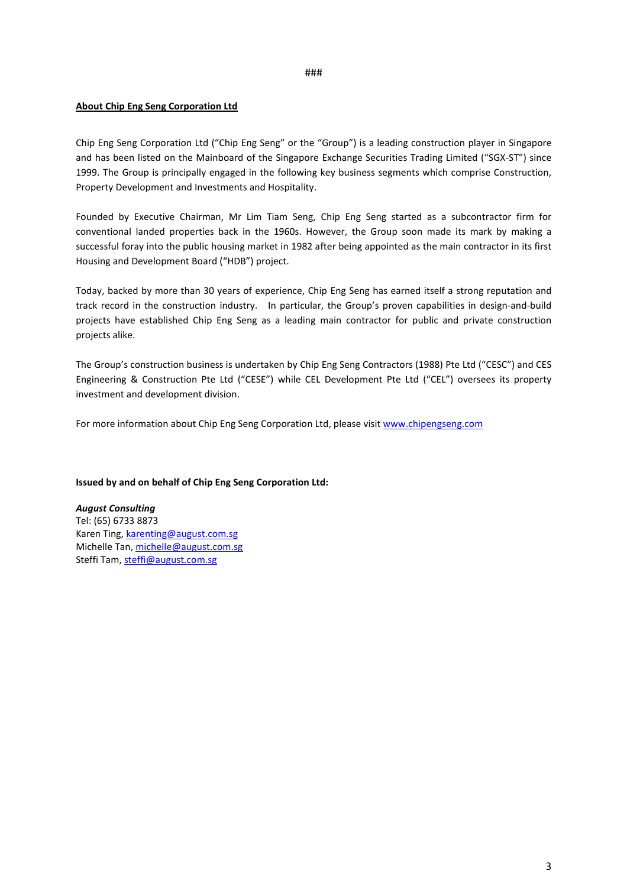###

**About Chip Eng Seng Corporation Ltd**

Chip Eng Seng Corporation Ltd ("Chip Eng Seng" or the "Group") is a leading construction player in Singapore and has been listed on the Mainboard of the Singapore Exchange Securities Trading Limited ("SGX-ST") since 1999. The Group is principally engaged in the following key business segments which comprise Construction, Property Development and Investments and Hospitality.

Founded by Executive Chairman, Mr Lim Tiam Seng, Chip Eng Seng started as a subcontractor firm for conventional landed properties back in the 1960s. However, the Group soon made its mark by making a successful foray into the public housing market in 1982 after being appointed as the main contractor in its first Housing and Development Board ("HDB") project.

Today, backed by more than 30 years of experience, Chip Eng Seng has earned itself a strong reputation and track record in the construction industry. In particular, the Group's proven capabilities in design-and-build projects have established Chip Eng Seng as a leading main contractor for public and private construction projects alike.

The Group's construction business is undertaken by Chip Eng Seng Contractors (1988) Pte Ltd ("CESC") and CES Engineering & Construction Pte Ltd ("CESE") while CEL Development Pte Ltd ("CEL") oversees its property investment and development division.

For more information about Chip Eng Seng Corporation Ltd, please visit www.chipengseng.com

**Issued by and on behalf of Chip Eng Seng Corporation Ltd:**

***August Consulting***
Tel: (65) 6733 8873
Karen Ting, karenting@august.com.sg
Michelle Tan, michelle@august.com.sg
Steffi Tam, steffi@august.com.sg